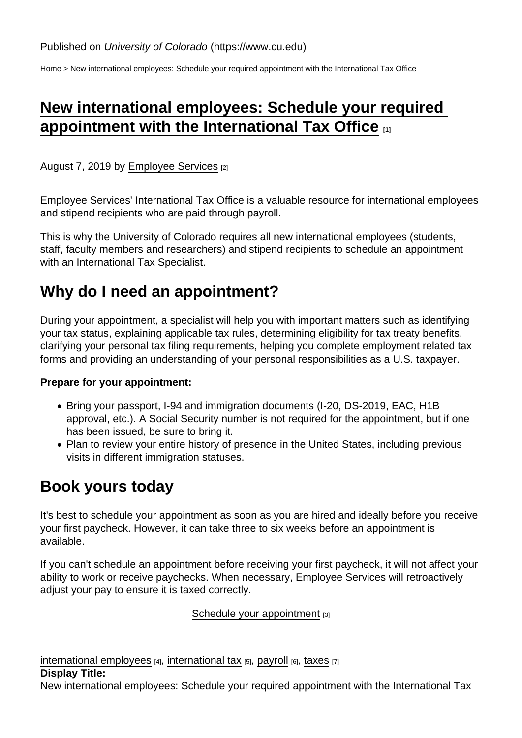Published on *University of Colorado* (https://www.cu.edu)

Home > New international employees: Schedule your required appointment with the International Tax Office

# New international employees: Schedule your required appointment with the International Tax Office [1]

August 7, 2019 by Employee Services [2]

Employee Services' International Tax Office is a valuable resource for international employees and stipend recipients who are paid through payroll.

This is why the University of Colorado requires all new international employees (students, staff, faculty members and researchers) and stipend recipients to schedule an appointment with an International Tax Specialist.

## Why do I need an appointment?

During your appointment, a specialist will help you with important matters such as identifying your tax status, explaining applicable tax rules, determining eligibility for tax treaty benefits, clarifying your personal tax filing requirements, helping you complete employment related tax forms and providing an understanding of your personal responsibilities as a U.S. taxpayer.

**Prepare for your appointment:**

- Bring your passport, I-94 and immigration documents (I-20, DS-2019, EAC, H1B approval, etc.). A Social Security number is not required for the appointment, but if one has been issued, be sure to bring it.
- Plan to review your entire history of presence in the United States, including previous visits in different immigration statuses.

## Book yours today

It's best to schedule your appointment as soon as you are hired and ideally before you receive your first paycheck. However, it can take three to six weeks before an appointment is available.

If you can't schedule an appointment before receiving your first paycheck, it will not affect your ability to work or receive paychecks. When necessary, Employee Services will retroactively adjust your pay to ensure it is taxed correctly.

Schedule your appointment [3]

international employees [4], international tax [5], payroll [6], taxes [7]

**Display Title:**

New international employees: Schedule your required appointment with the International Tax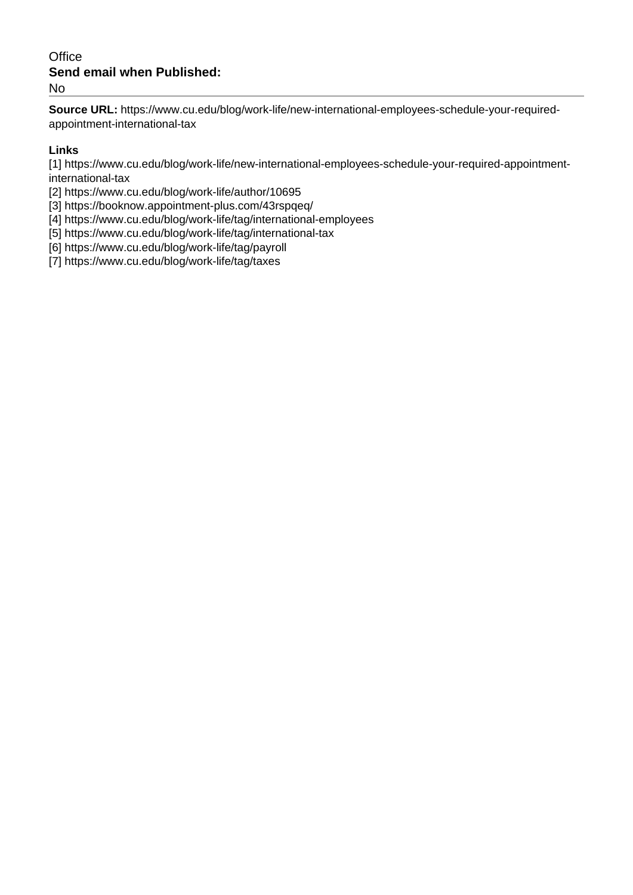Office
**Send email when Published:**
No

---

**Source URL:** https://www.cu.edu/blog/work-life/new-international-employees-schedule-your-required-appointment-international-tax

**Links**
[1] https://www.cu.edu/blog/work-life/new-international-employees-schedule-your-required-appointment-international-tax
[2] https://www.cu.edu/blog/work-life/author/10695
[3] https://booknow.appointment-plus.com/43rspqeq/
[4] https://www.cu.edu/blog/work-life/tag/international-employees
[5] https://www.cu.edu/blog/work-life/tag/international-tax
[6] https://www.cu.edu/blog/work-life/tag/payroll
[7] https://www.cu.edu/blog/work-life/tag/taxes